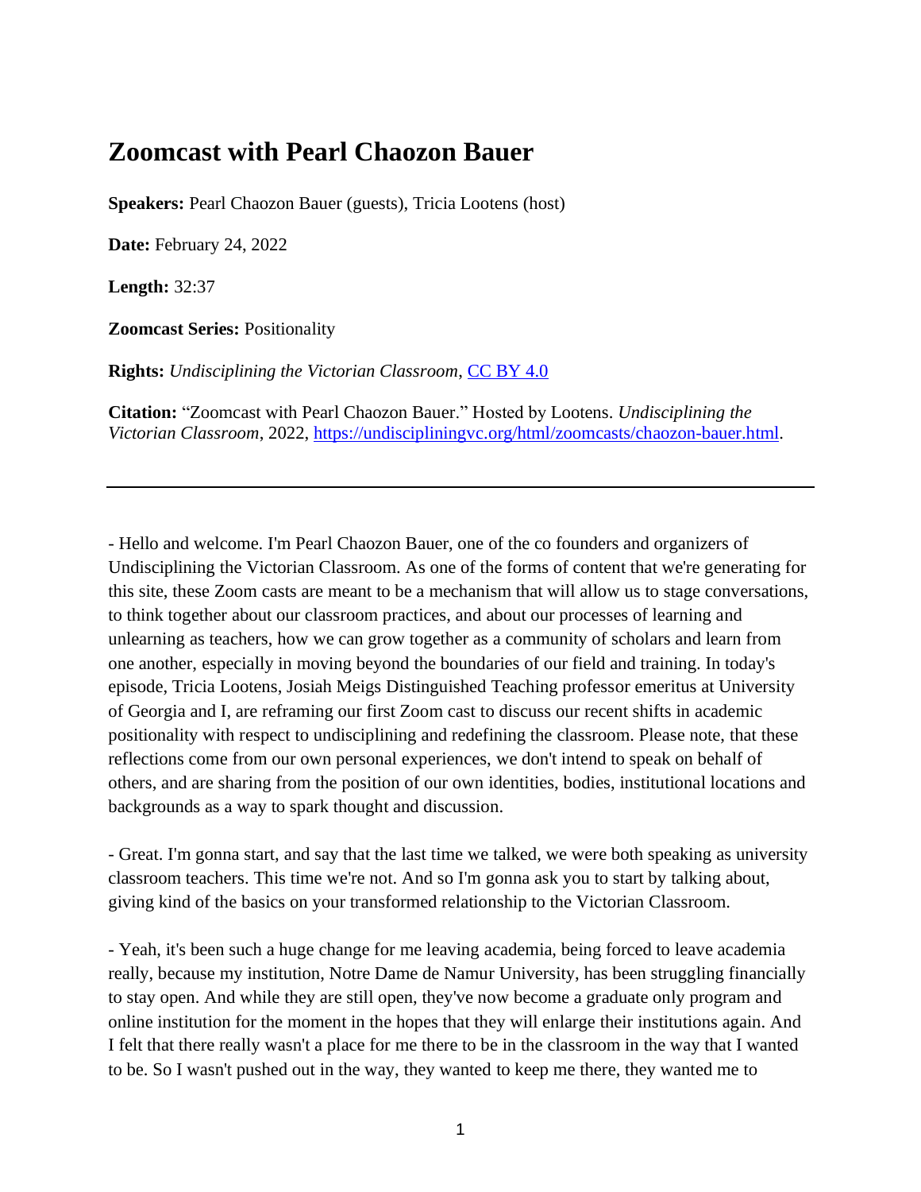# Zoomcast with Pearl Chaozon Bauer

**Speakers:** Pearl Chaozon Bauer (guests), Tricia Lootens (host)

**Date:** February 24, 2022

**Length:** 32:37

**Zoomcast Series:** Positionality

**Rights:** *Undisciplining the Victorian Classroom*, [CC BY 4.0](https://creativecommons.org/licenses/by/4.0/)

**Citation:** "Zoomcast with Pearl Chaozon Bauer." Hosted by Lootens. *Undisciplining the Victorian Classroom*, 2022, [https://undiscipliningvc.org/html/zoomcasts/chaozon-bauer.html](https://undiscipliningvc.org/html/zoomcasts/chaozon-bauer.html).

---

- Hello and welcome. I'm Pearl Chaozon Bauer, one of the co founders and organizers of Undisciplining the Victorian Classroom. As one of the forms of content that we're generating for this site, these Zoom casts are meant to be a mechanism that will allow us to stage conversations, to think together about our classroom practices, and about our processes of learning and unlearning as teachers, how we can grow together as a community of scholars and learn from one another, especially in moving beyond the boundaries of our field and training. In today's episode, Tricia Lootens, Josiah Meigs Distinguished Teaching professor emeritus at University of Georgia and I, are reframing our first Zoom cast to discuss our recent shifts in academic positionality with respect to undisciplining and redefining the classroom. Please note, that these reflections come from our own personal experiences, we don't intend to speak on behalf of others, and are sharing from the position of our own identities, bodies, institutional locations and backgrounds as a way to spark thought and discussion.

- Great. I'm gonna start, and say that the last time we talked, we were both speaking as university classroom teachers. This time we're not. And so I'm gonna ask you to start by talking about, giving kind of the basics on your transformed relationship to the Victorian Classroom.

- Yeah, it's been such a huge change for me leaving academia, being forced to leave academia really, because my institution, Notre Dame de Namur University, has been struggling financially to stay open. And while they are still open, they've now become a graduate only program and online institution for the moment in the hopes that they will enlarge their institutions again. And I felt that there really wasn't a place for me there to be in the classroom in the way that I wanted to be. So I wasn't pushed out in the way, they wanted to keep me there, they wanted me to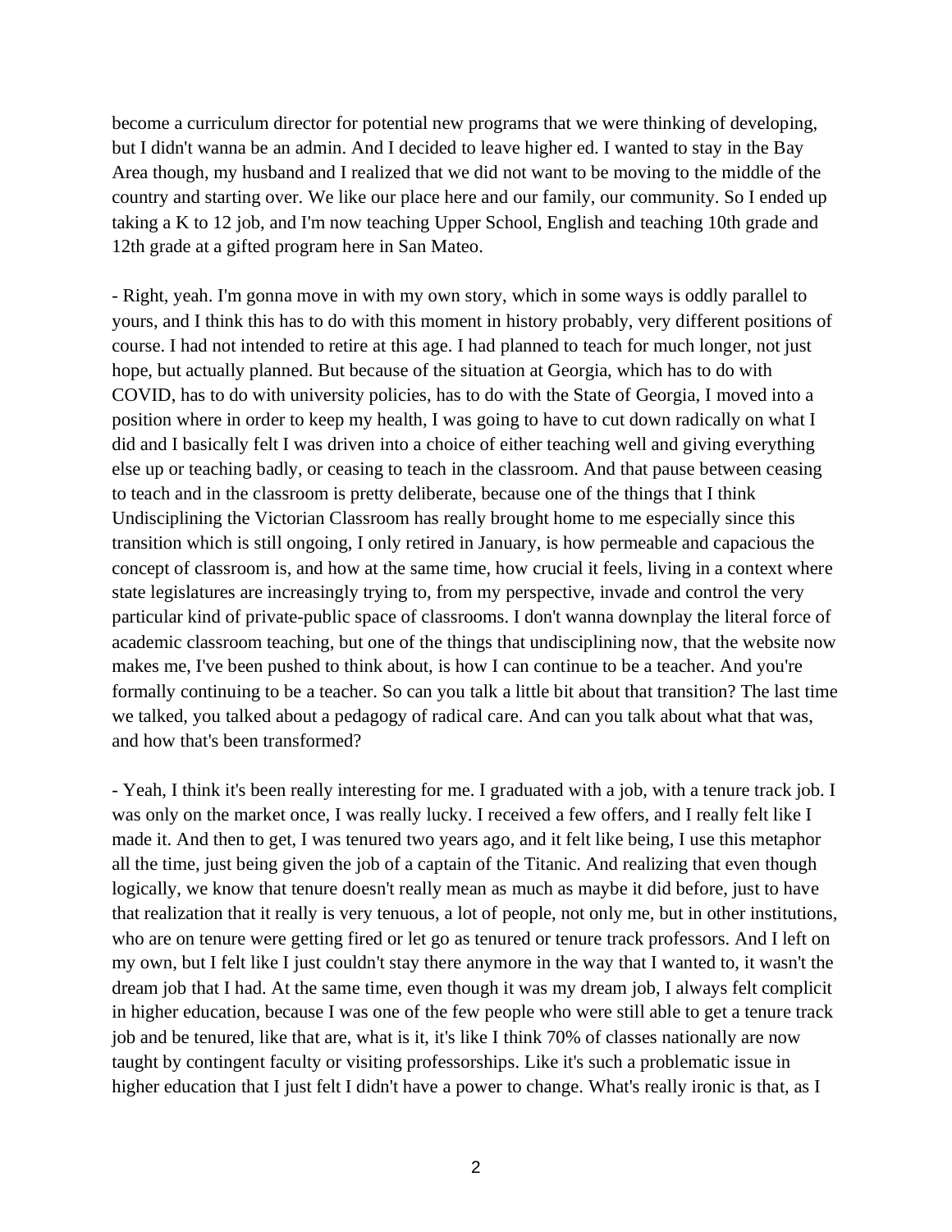become a curriculum director for potential new programs that we were thinking of developing, but I didn't wanna be an admin. And I decided to leave higher ed. I wanted to stay in the Bay Area though, my husband and I realized that we did not want to be moving to the middle of the country and starting over. We like our place here and our family, our community. So I ended up taking a K to 12 job, and I'm now teaching Upper School, English and teaching 10th grade and 12th grade at a gifted program here in San Mateo.

- Right, yeah. I'm gonna move in with my own story, which in some ways is oddly parallel to yours, and I think this has to do with this moment in history probably, very different positions of course. I had not intended to retire at this age. I had planned to teach for much longer, not just hope, but actually planned. But because of the situation at Georgia, which has to do with COVID, has to do with university policies, has to do with the State of Georgia, I moved into a position where in order to keep my health, I was going to have to cut down radically on what I did and I basically felt I was driven into a choice of either teaching well and giving everything else up or teaching badly, or ceasing to teach in the classroom. And that pause between ceasing to teach and in the classroom is pretty deliberate, because one of the things that I think Undisciplining the Victorian Classroom has really brought home to me especially since this transition which is still ongoing, I only retired in January, is how permeable and capacious the concept of classroom is, and how at the same time, how crucial it feels, living in a context where state legislatures are increasingly trying to, from my perspective, invade and control the very particular kind of private-public space of classrooms. I don't wanna downplay the literal force of academic classroom teaching, but one of the things that undisciplining now, that the website now makes me, I've been pushed to think about, is how I can continue to be a teacher. And you're formally continuing to be a teacher. So can you talk a little bit about that transition? The last time we talked, you talked about a pedagogy of radical care. And can you talk about what that was, and how that's been transformed?

- Yeah, I think it's been really interesting for me. I graduated with a job, with a tenure track job. I was only on the market once, I was really lucky. I received a few offers, and I really felt like I made it. And then to get, I was tenured two years ago, and it felt like being, I use this metaphor all the time, just being given the job of a captain of the Titanic. And realizing that even though logically, we know that tenure doesn't really mean as much as maybe it did before, just to have that realization that it really is very tenuous, a lot of people, not only me, but in other institutions, who are on tenure were getting fired or let go as tenured or tenure track professors. And I left on my own, but I felt like I just couldn't stay there anymore in the way that I wanted to, it wasn't the dream job that I had. At the same time, even though it was my dream job, I always felt complicit in higher education, because I was one of the few people who were still able to get a tenure track job and be tenured, like that are, what is it, it's like I think 70% of classes nationally are now taught by contingent faculty or visiting professorships. Like it's such a problematic issue in higher education that I just felt I didn't have a power to change. What's really ironic is that, as I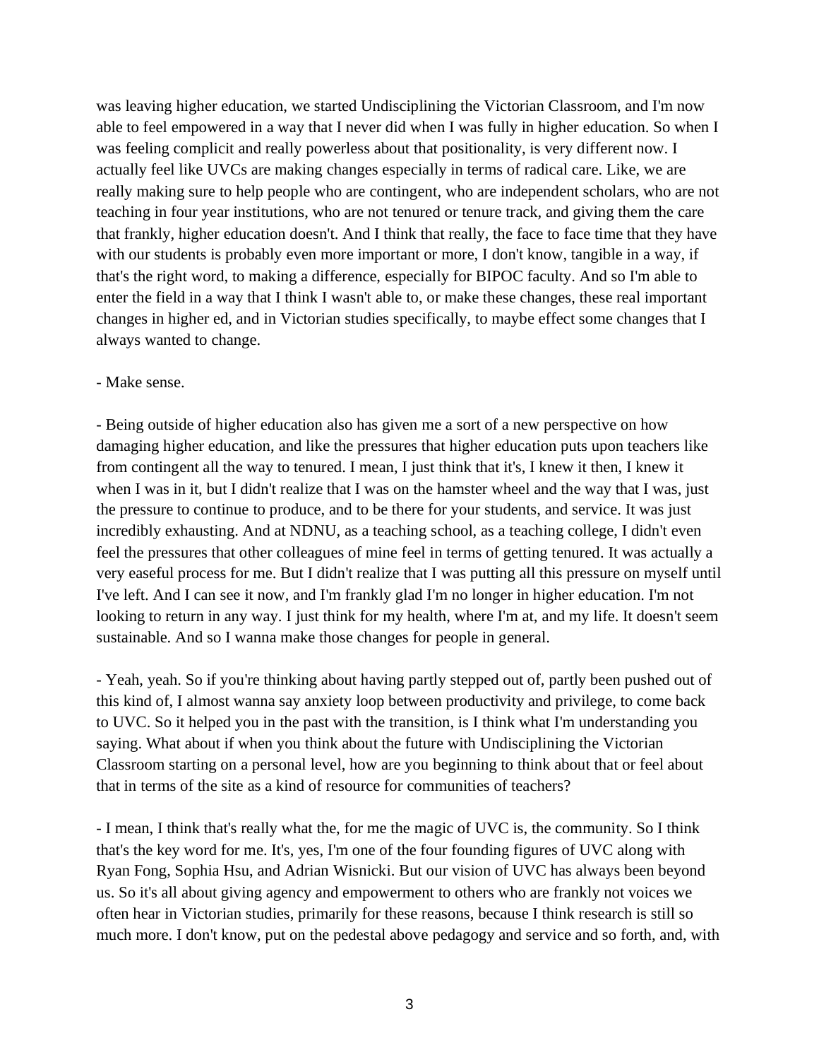was leaving higher education, we started Undisciplining the Victorian Classroom, and I'm now able to feel empowered in a way that I never did when I was fully in higher education. So when I was feeling complicit and really powerless about that positionality, is very different now. I actually feel like UVCs are making changes especially in terms of radical care. Like, we are really making sure to help people who are contingent, who are independent scholars, who are not teaching in four year institutions, who are not tenured or tenure track, and giving them the care that frankly, higher education doesn't. And I think that really, the face to face time that they have with our students is probably even more important or more, I don't know, tangible in a way, if that's the right word, to making a difference, especially for BIPOC faculty. And so I'm able to enter the field in a way that I think I wasn't able to, or make these changes, these real important changes in higher ed, and in Victorian studies specifically, to maybe effect some changes that I always wanted to change.

- Make sense.

- Being outside of higher education also has given me a sort of a new perspective on how damaging higher education, and like the pressures that higher education puts upon teachers like from contingent all the way to tenured. I mean, I just think that it's, I knew it then, I knew it when I was in it, but I didn't realize that I was on the hamster wheel and the way that I was, just the pressure to continue to produce, and to be there for your students, and service. It was just incredibly exhausting. And at NDNU, as a teaching school, as a teaching college, I didn't even feel the pressures that other colleagues of mine feel in terms of getting tenured. It was actually a very easeful process for me. But I didn't realize that I was putting all this pressure on myself until I've left. And I can see it now, and I'm frankly glad I'm no longer in higher education. I'm not looking to return in any way. I just think for my health, where I'm at, and my life. It doesn't seem sustainable. And so I wanna make those changes for people in general.

- Yeah, yeah. So if you're thinking about having partly stepped out of, partly been pushed out of this kind of, I almost wanna say anxiety loop between productivity and privilege, to come back to UVC. So it helped you in the past with the transition, is I think what I'm understanding you saying. What about if when you think about the future with Undisciplining the Victorian Classroom starting on a personal level, how are you beginning to think about that or feel about that in terms of the site as a kind of resource for communities of teachers?

- I mean, I think that's really what the, for me the magic of UVC is, the community. So I think that's the key word for me. It's, yes, I'm one of the four founding figures of UVC along with Ryan Fong, Sophia Hsu, and Adrian Wisnicki. But our vision of UVC has always been beyond us. So it's all about giving agency and empowerment to others who are frankly not voices we often hear in Victorian studies, primarily for these reasons, because I think research is still so much more. I don't know, put on the pedestal above pedagogy and service and so forth, and, with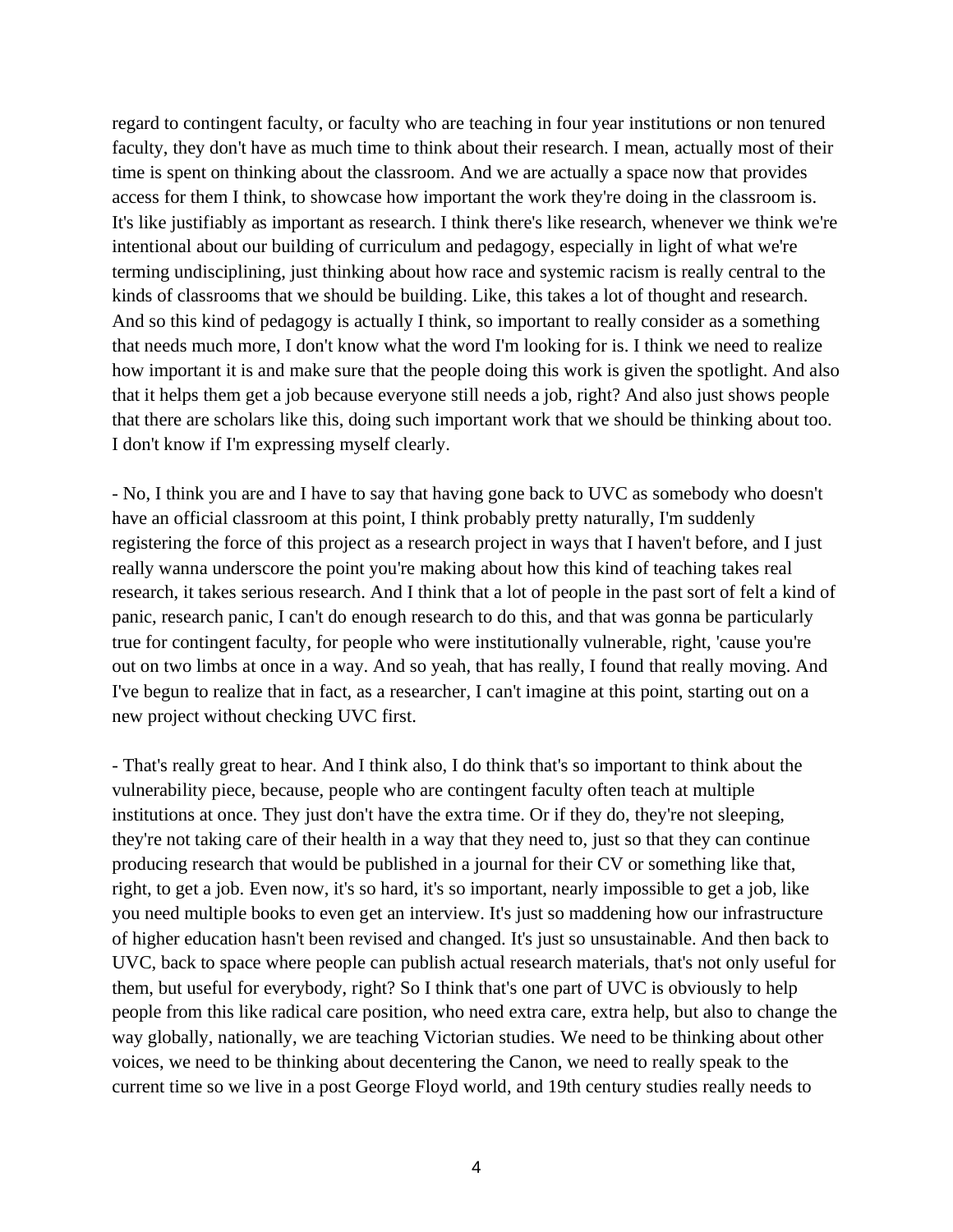regard to contingent faculty, or faculty who are teaching in four year institutions or non tenured faculty, they don't have as much time to think about their research. I mean, actually most of their time is spent on thinking about the classroom. And we are actually a space now that provides access for them I think, to showcase how important the work they're doing in the classroom is. It's like justifiably as important as research. I think there's like research, whenever we think we're intentional about our building of curriculum and pedagogy, especially in light of what we're terming undisciplining, just thinking about how race and systemic racism is really central to the kinds of classrooms that we should be building. Like, this takes a lot of thought and research. And so this kind of pedagogy is actually I think, so important to really consider as a something that needs much more, I don't know what the word I'm looking for is. I think we need to realize how important it is and make sure that the people doing this work is given the spotlight. And also that it helps them get a job because everyone still needs a job, right? And also just shows people that there are scholars like this, doing such important work that we should be thinking about too. I don't know if I'm expressing myself clearly.

- No, I think you are and I have to say that having gone back to UVC as somebody who doesn't have an official classroom at this point, I think probably pretty naturally, I'm suddenly registering the force of this project as a research project in ways that I haven't before, and I just really wanna underscore the point you're making about how this kind of teaching takes real research, it takes serious research. And I think that a lot of people in the past sort of felt a kind of panic, research panic, I can't do enough research to do this, and that was gonna be particularly true for contingent faculty, for people who were institutionally vulnerable, right, 'cause you're out on two limbs at once in a way. And so yeah, that has really, I found that really moving. And I've begun to realize that in fact, as a researcher, I can't imagine at this point, starting out on a new project without checking UVC first.

- That's really great to hear. And I think also, I do think that's so important to think about the vulnerability piece, because, people who are contingent faculty often teach at multiple institutions at once. They just don't have the extra time. Or if they do, they're not sleeping, they're not taking care of their health in a way that they need to, just so that they can continue producing research that would be published in a journal for their CV or something like that, right, to get a job. Even now, it's so hard, it's so important, nearly impossible to get a job, like you need multiple books to even get an interview. It's just so maddening how our infrastructure of higher education hasn't been revised and changed. It's just so unsustainable. And then back to UVC, back to space where people can publish actual research materials, that's not only useful for them, but useful for everybody, right? So I think that's one part of UVC is obviously to help people from this like radical care position, who need extra care, extra help, but also to change the way globally, nationally, we are teaching Victorian studies. We need to be thinking about other voices, we need to be thinking about decentering the Canon, we need to really speak to the current time so we live in a post George Floyd world, and 19th century studies really needs to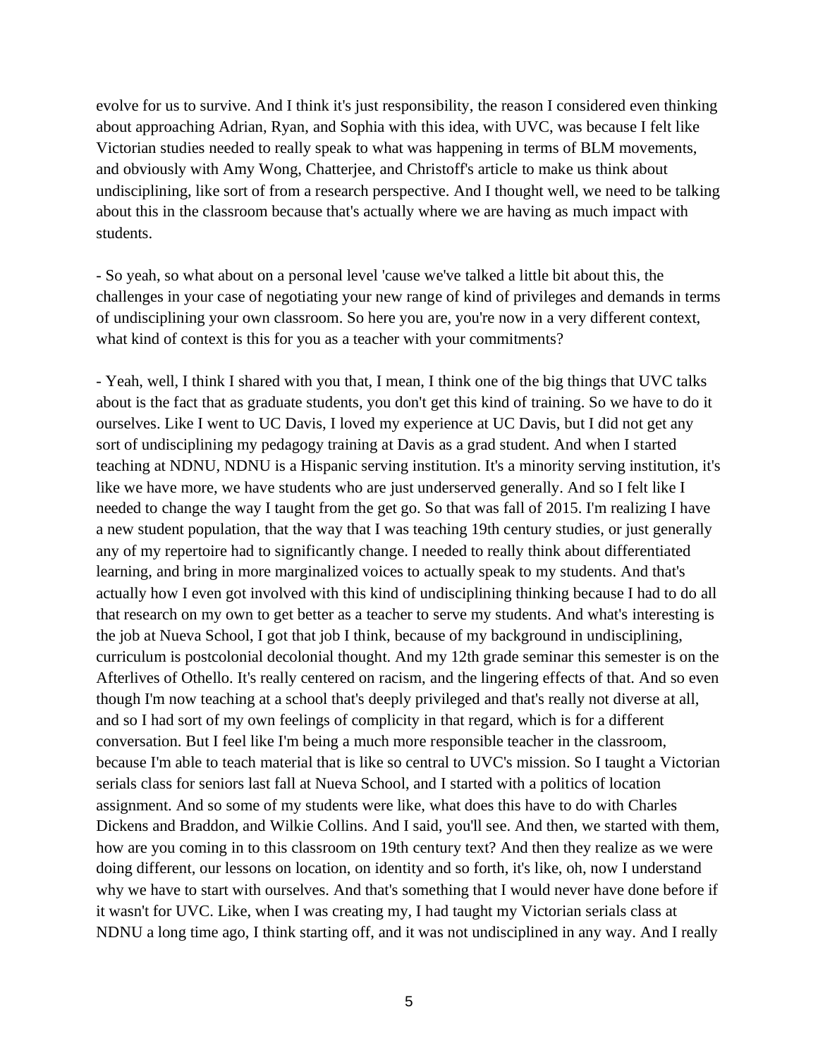evolve for us to survive. And I think it's just responsibility, the reason I considered even thinking about approaching Adrian, Ryan, and Sophia with this idea, with UVC, was because I felt like Victorian studies needed to really speak to what was happening in terms of BLM movements, and obviously with Amy Wong, Chatterjee, and Christoff's article to make us think about undisciplining, like sort of from a research perspective. And I thought well, we need to be talking about this in the classroom because that's actually where we are having as much impact with students.

- So yeah, so what about on a personal level 'cause we've talked a little bit about this, the challenges in your case of negotiating your new range of kind of privileges and demands in terms of undisciplining your own classroom. So here you are, you're now in a very different context, what kind of context is this for you as a teacher with your commitments?

- Yeah, well, I think I shared with you that, I mean, I think one of the big things that UVC talks about is the fact that as graduate students, you don't get this kind of training. So we have to do it ourselves. Like I went to UC Davis, I loved my experience at UC Davis, but I did not get any sort of undisciplining my pedagogy training at Davis as a grad student. And when I started teaching at NDNU, NDNU is a Hispanic serving institution. It's a minority serving institution, it's like we have more, we have students who are just underserved generally. And so I felt like I needed to change the way I taught from the get go. So that was fall of 2015. I'm realizing I have a new student population, that the way that I was teaching 19th century studies, or just generally any of my repertoire had to significantly change. I needed to really think about differentiated learning, and bring in more marginalized voices to actually speak to my students. And that's actually how I even got involved with this kind of undisciplining thinking because I had to do all that research on my own to get better as a teacher to serve my students. And what's interesting is the job at Nueva School, I got that job I think, because of my background in undisciplining, curriculum is postcolonial decolonial thought. And my 12th grade seminar this semester is on the Afterlives of Othello. It's really centered on racism, and the lingering effects of that. And so even though I'm now teaching at a school that's deeply privileged and that's really not diverse at all, and so I had sort of my own feelings of complicity in that regard, which is for a different conversation. But I feel like I'm being a much more responsible teacher in the classroom, because I'm able to teach material that is like so central to UVC's mission. So I taught a Victorian serials class for seniors last fall at Nueva School, and I started with a politics of location assignment. And so some of my students were like, what does this have to do with Charles Dickens and Braddon, and Wilkie Collins. And I said, you'll see. And then, we started with them, how are you coming in to this classroom on 19th century text? And then they realize as we were doing different, our lessons on location, on identity and so forth, it's like, oh, now I understand why we have to start with ourselves. And that's something that I would never have done before if it wasn't for UVC. Like, when I was creating my, I had taught my Victorian serials class at NDNU a long time ago, I think starting off, and it was not undisciplined in any way. And I really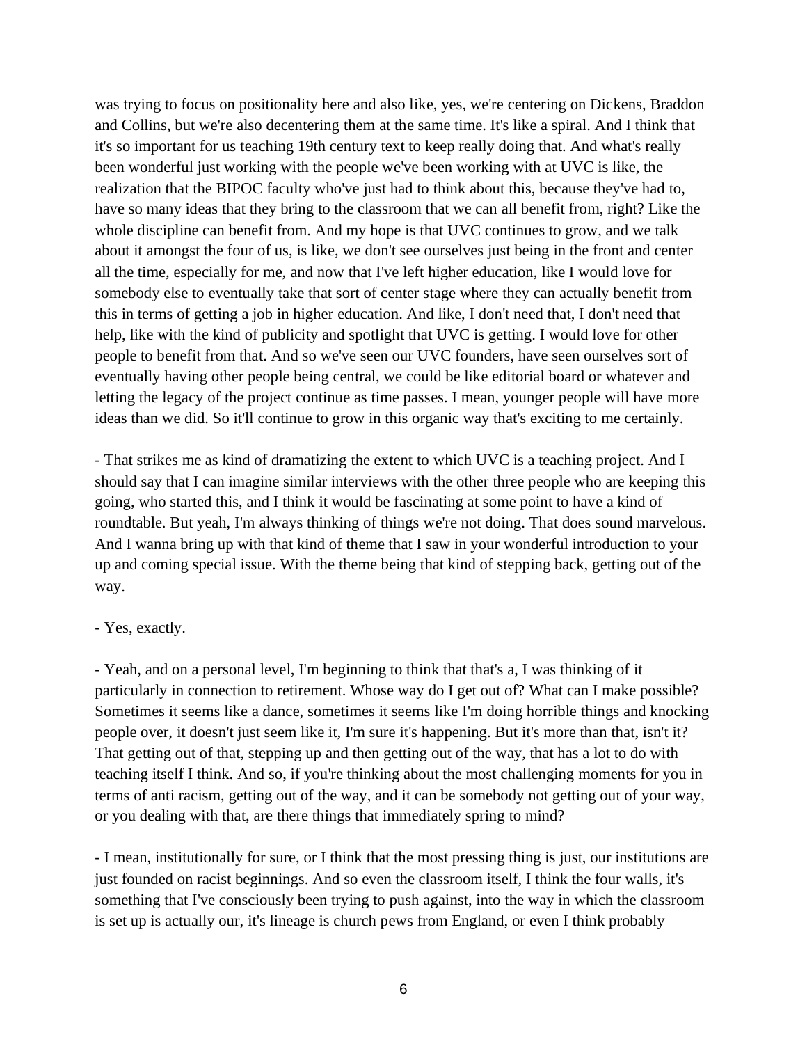was trying to focus on positionality here and also like, yes, we're centering on Dickens, Braddon and Collins, but we're also decentering them at the same time. It's like a spiral. And I think that it's so important for us teaching 19th century text to keep really doing that. And what's really been wonderful just working with the people we've been working with at UVC is like, the realization that the BIPOC faculty who've just had to think about this, because they've had to, have so many ideas that they bring to the classroom that we can all benefit from, right? Like the whole discipline can benefit from. And my hope is that UVC continues to grow, and we talk about it amongst the four of us, is like, we don't see ourselves just being in the front and center all the time, especially for me, and now that I've left higher education, like I would love for somebody else to eventually take that sort of center stage where they can actually benefit from this in terms of getting a job in higher education. And like, I don't need that, I don't need that help, like with the kind of publicity and spotlight that UVC is getting. I would love for other people to benefit from that. And so we've seen our UVC founders, have seen ourselves sort of eventually having other people being central, we could be like editorial board or whatever and letting the legacy of the project continue as time passes. I mean, younger people will have more ideas than we did. So it'll continue to grow in this organic way that's exciting to me certainly.

- That strikes me as kind of dramatizing the extent to which UVC is a teaching project. And I should say that I can imagine similar interviews with the other three people who are keeping this going, who started this, and I think it would be fascinating at some point to have a kind of roundtable. But yeah, I'm always thinking of things we're not doing. That does sound marvelous. And I wanna bring up with that kind of theme that I saw in your wonderful introduction to your up and coming special issue. With the theme being that kind of stepping back, getting out of the way.

- Yes, exactly.

- Yeah, and on a personal level, I'm beginning to think that that's a, I was thinking of it particularly in connection to retirement. Whose way do I get out of? What can I make possible? Sometimes it seems like a dance, sometimes it seems like I'm doing horrible things and knocking people over, it doesn't just seem like it, I'm sure it's happening. But it's more than that, isn't it? That getting out of that, stepping up and then getting out of the way, that has a lot to do with teaching itself I think. And so, if you're thinking about the most challenging moments for you in terms of anti racism, getting out of the way, and it can be somebody not getting out of your way, or you dealing with that, are there things that immediately spring to mind?

- I mean, institutionally for sure, or I think that the most pressing thing is just, our institutions are just founded on racist beginnings. And so even the classroom itself, I think the four walls, it's something that I've consciously been trying to push against, into the way in which the classroom is set up is actually our, it's lineage is church pews from England, or even I think probably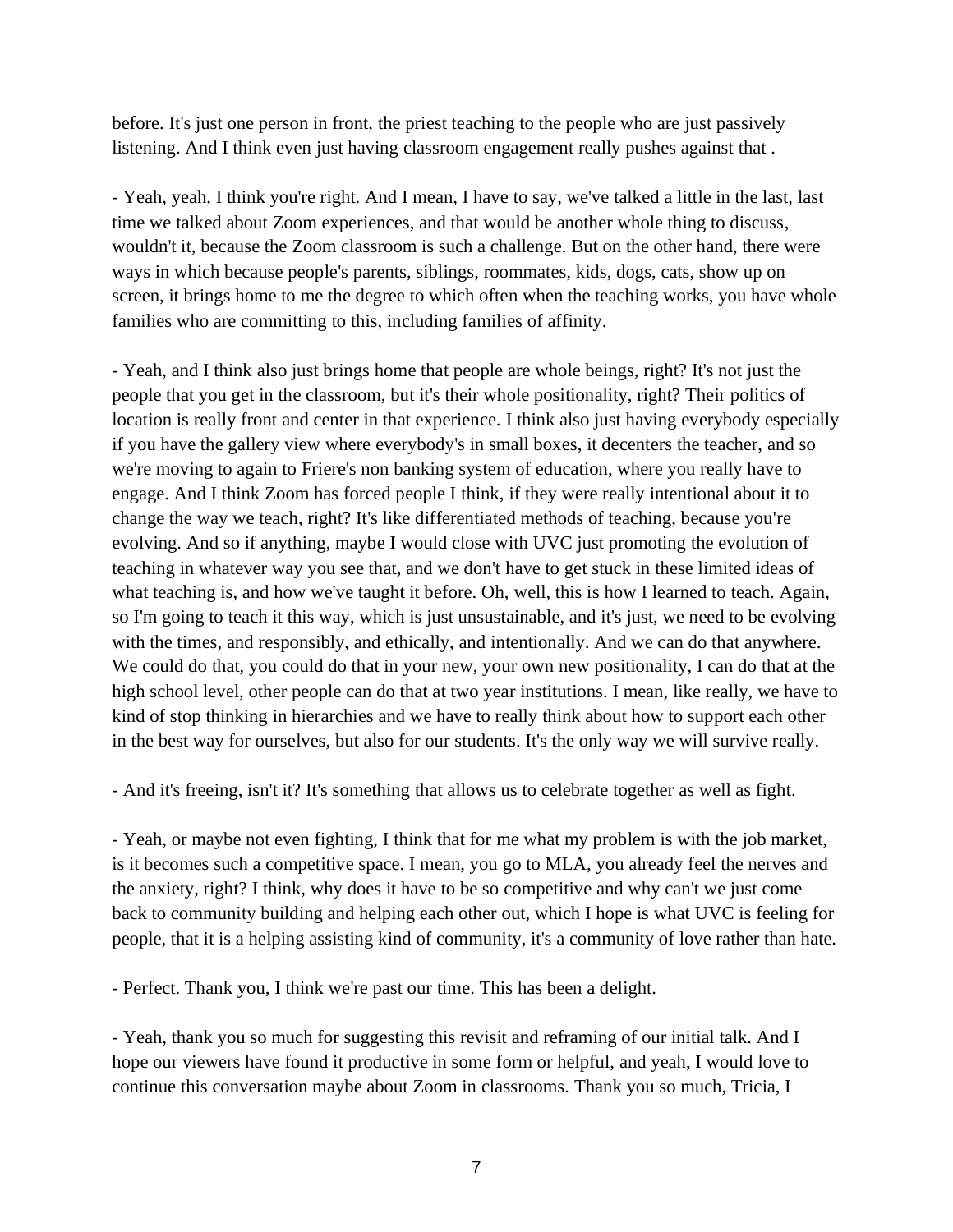before. It's just one person in front, the priest teaching to the people who are just passively listening. And I think even just having classroom engagement really pushes against that .

- Yeah, yeah, I think you're right. And I mean, I have to say, we've talked a little in the last, last time we talked about Zoom experiences, and that would be another whole thing to discuss, wouldn't it, because the Zoom classroom is such a challenge. But on the other hand, there were ways in which because people's parents, siblings, roommates, kids, dogs, cats, show up on screen, it brings home to me the degree to which often when the teaching works, you have whole families who are committing to this, including families of affinity.

- Yeah, and I think also just brings home that people are whole beings, right? It's not just the people that you get in the classroom, but it's their whole positionality, right? Their politics of location is really front and center in that experience. I think also just having everybody especially if you have the gallery view where everybody's in small boxes, it decenters the teacher, and so we're moving to again to Friere's non banking system of education, where you really have to engage. And I think Zoom has forced people I think, if they were really intentional about it to change the way we teach, right? It's like differentiated methods of teaching, because you're evolving. And so if anything, maybe I would close with UVC just promoting the evolution of teaching in whatever way you see that, and we don't have to get stuck in these limited ideas of what teaching is, and how we've taught it before. Oh, well, this is how I learned to teach. Again, so I'm going to teach it this way, which is just unsustainable, and it's just, we need to be evolving with the times, and responsibly, and ethically, and intentionally. And we can do that anywhere. We could do that, you could do that in your new, your own new positionality, I can do that at the high school level, other people can do that at two year institutions. I mean, like really, we have to kind of stop thinking in hierarchies and we have to really think about how to support each other in the best way for ourselves, but also for our students. It's the only way we will survive really.

- And it's freeing, isn't it? It's something that allows us to celebrate together as well as fight.

- Yeah, or maybe not even fighting, I think that for me what my problem is with the job market, is it becomes such a competitive space. I mean, you go to MLA, you already feel the nerves and the anxiety, right? I think, why does it have to be so competitive and why can't we just come back to community building and helping each other out, which I hope is what UVC is feeling for people, that it is a helping assisting kind of community, it's a community of love rather than hate.

- Perfect. Thank you, I think we're past our time. This has been a delight.

- Yeah, thank you so much for suggesting this revisit and reframing of our initial talk. And I hope our viewers have found it productive in some form or helpful, and yeah, I would love to continue this conversation maybe about Zoom in classrooms. Thank you so much, Tricia, I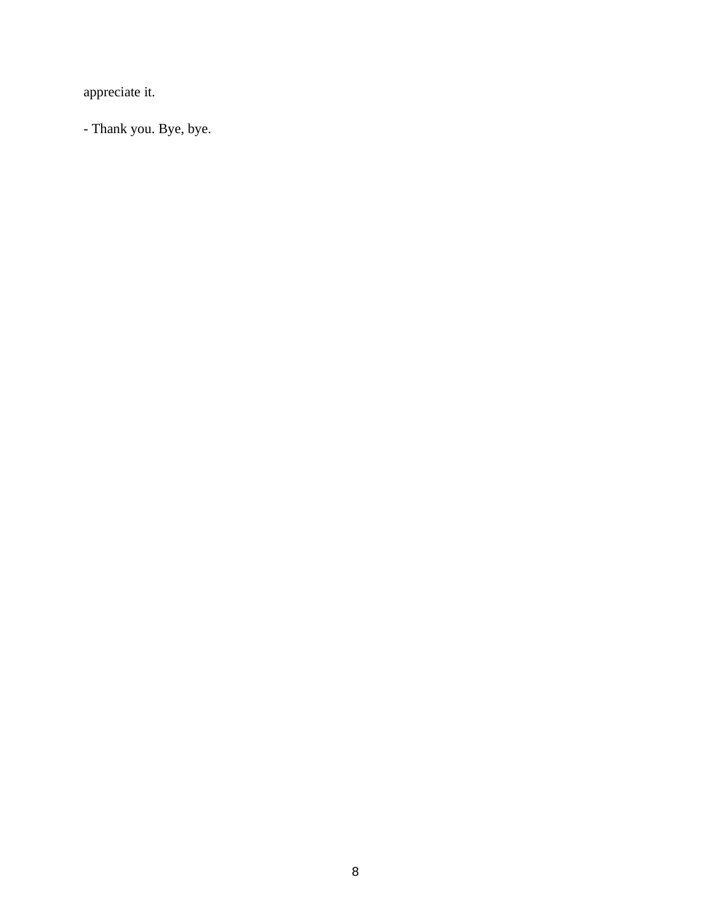appreciate it.

- Thank you. Bye, bye.